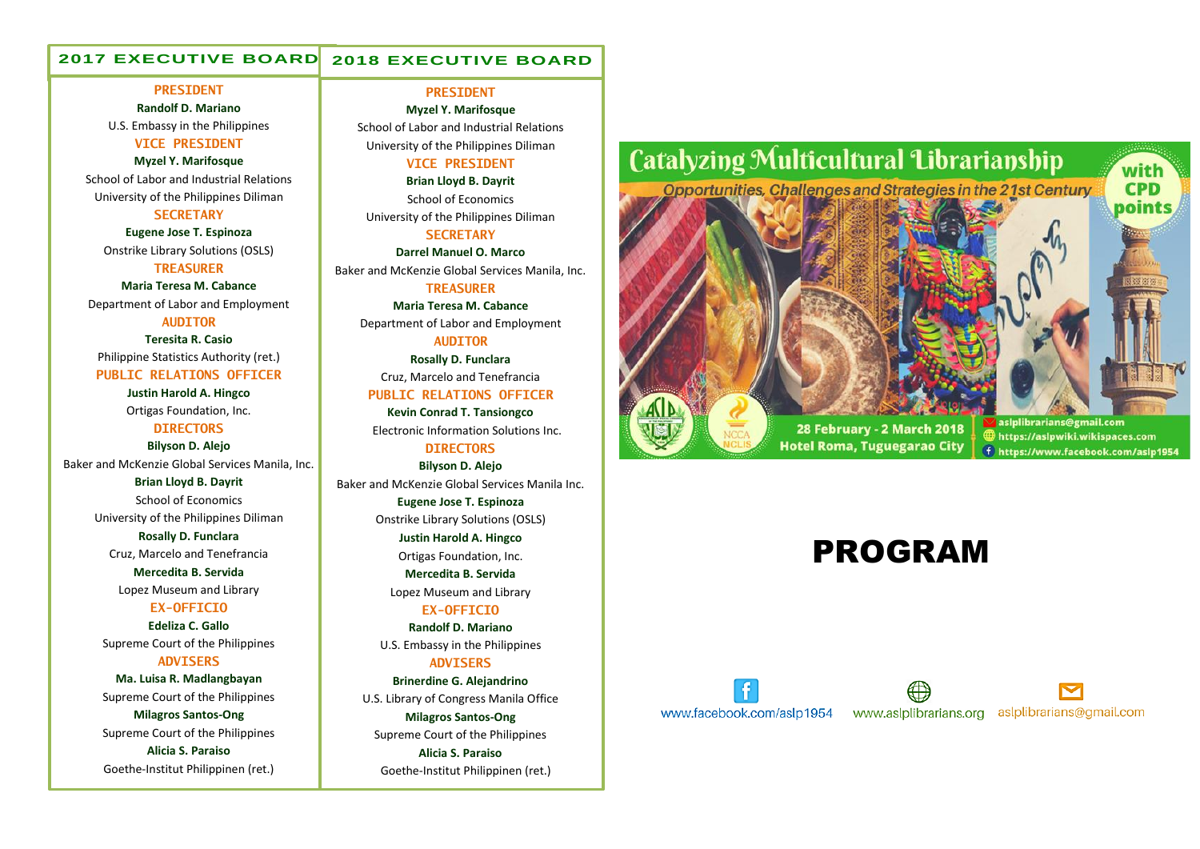## 2017 EXECUTIVE BOARD

**PRESIDENT**
**Randolf D. Mariano**
U.S. Embassy in the Philippines

**VICE PRESIDENT**
**Myzel Y. Marifosque**
School of Labor and Industrial Relations
University of the Philippines Diliman

**SECRETARY**
**Eugene Jose T. Espinoza**
Onstrike Library Solutions (OSLS)

**TREASURER**
**Maria Teresa M. Cabance**
Department of Labor and Employment

**AUDITOR**
**Teresita R. Casio**
Philippine Statistics Authority (ret.)

**PUBLIC RELATIONS OFFICER**
**Justin Harold A. Hingco**
Ortigas Foundation, Inc.

**DIRECTORS**
**Bilyson D. Alejo**
Baker and McKenzie Global Services Manila, Inc.
**Brian Lloyd B. Dayrit**
School of Economics
University of the Philippines Diliman
**Rosally D. Funclara**
Cruz, Marcelo and Tenefrancia
**Mercedita B. Servida**
Lopez Museum and Library

**EX-OFFICIO**
**Edeliza C. Gallo**
Supreme Court of the Philippines

**ADVISERS**
**Ma. Luisa R. Madlangbayan**
Supreme Court of the Philippines
**Milagros Santos-Ong**
Supreme Court of the Philippines
**Alicia S. Paraiso**
Goethe-Institut Philippinen (ret.)

## 2018 EXECUTIVE BOARD

**PRESIDENT**
**Myzel Y. Marifosque**
School of Labor and Industrial Relations
University of the Philippines Diliman

**VICE PRESIDENT**
**Brian Lloyd B. Dayrit**
School of Economics
University of the Philippines Diliman

**SECRETARY**
**Darrel Manuel O. Marco**
Baker and McKenzie Global Services Manila, Inc.

**TREASURER**
**Maria Teresa M. Cabance**
Department of Labor and Employment

**AUDITOR**
**Rosally D. Funclara**
Cruz, Marcelo and Tenefrancia

**PUBLIC RELATIONS OFFICER**
**Kevin Conrad T. Tansiongco**
Electronic Information Solutions Inc.

**DIRECTORS**
**Bilyson D. Alejo**
Baker and McKenzie Global Services Manila Inc.
**Eugene Jose T. Espinoza**
Onstrike Library Solutions (OSLS)
**Justin Harold A. Hingco**
Ortigas Foundation, Inc.
**Mercedita B. Servida**
Lopez Museum and Library

**EX-OFFICIO**
**Randolf D. Mariano**
U.S. Embassy in the Philippines

**ADVISERS**
**Brinerdine G. Alejandrino**
U.S. Library of Congress Manila Office
**Milagros Santos-Ong**
Supreme Court of the Philippines
**Alicia S. Paraiso**
Goethe-Institut Philippinen (ret.)

# Catalyzing Multicultural Librarianship

*Opportunities, Challenges and Strategies in the 21st Century*

with CPD points

28 February - 2 March 2018
Hotel Roma, Tuguegarao City

asiplibrarians@gmail.com
https://aslpwiki.wikispaces.com
https://www.facebook.com/aslp1954

# PROGRAM

www.facebook.com/aslp1954 www.aslplibrarians.org aslplibrarians@gmail.com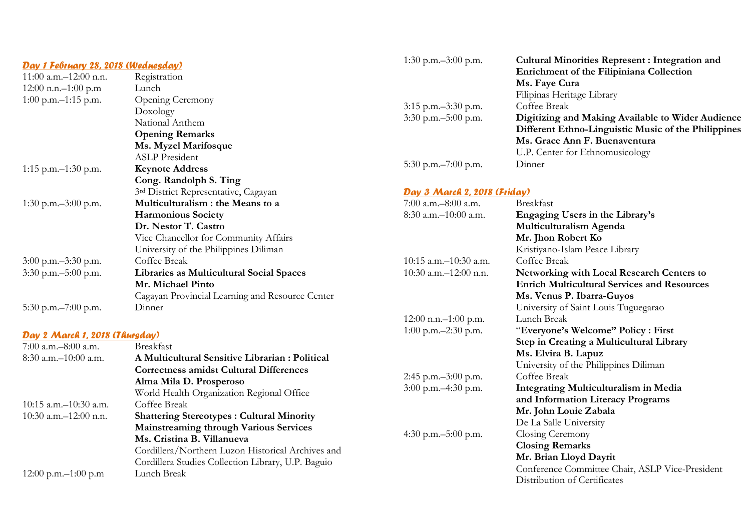### *Day 1 February 28, 2018 (Wednesday)*

| | |
|---|---|
| 11:00 a.m.–12:00 n.n. | Registration |
| 12:00 n.n.–1:00 p.m | Lunch |
| 1:00 p.m.–1:15 p.m. | Opening Ceremony<br>Doxology<br>National Anthem<br>**Opening Remarks**<br>**Ms. Myzel Marifosque**<br>ASLP President |
| 1:15 p.m.–1:30 p.m. | **Keynote Address**<br>**Cong. Randolph S. Ting**<br>3rd District Representative, Cagayan |
| 1:30 p.m.–3:00 p.m. | **Multiculturalism : the Means to a Harmonious Society**<br>**Dr. Nestor T. Castro**<br>Vice Chancellor for Community Affairs<br>University of the Philippines Diliman |
| 3:00 p.m.–3:30 p.m. | Coffee Break |
| 3:30 p.m.–5:00 p.m. | **Libraries as Multicultural Social Spaces**<br>**Mr. Michael Pinto**<br>Cagayan Provincial Learning and Resource Center |
| 5:30 p.m.–7:00 p.m. | Dinner |

### *Day 2 March 1, 2018 (Thursday)*

| | |
|---|---|
| 7:00 a.m.–8:00 a.m. | Breakfast |
| 8:30 a.m.–10:00 a.m. | **A Multicultural Sensitive Librarian : Political Correctness amidst Cultural Differences**<br>**Alma Mila D. Prosperoso**<br>World Health Organization Regional Office |
| 10:15 a.m.–10:30 a.m. | Coffee Break |
| 10:30 a.m.–12:00 n.n. | **Shattering Stereotypes : Cultural Minority Mainstreaming through Various Services**<br>**Ms. Cristina B. Villanueva**<br>Cordillera/Northern Luzon Historical Archives and Cordillera Studies Collection Library, U.P. Baguio |
| 12:00 p.m.–1:00 p.m | Lunch Break |
| 1:30 p.m.–3:00 p.m. | **Cultural Minorities Represent : Integration and Enrichment of the Filipiniana Collection**<br>**Ms. Faye Cura**<br>Filipinas Heritage Library |
| 3:15 p.m.–3:30 p.m. | Coffee Break |
| 3:30 p.m.–5:00 p.m. | **Digitizing and Making Available to Wider Audience Different Ethno-Linguistic Music of the Philippines**<br>**Ms. Grace Ann F. Buenaventura**<br>U.P. Center for Ethnomusicology |
| 5:30 p.m.–7:00 p.m. | Dinner |

### *Day 3 March 2, 2018 (Friday)*

| | |
|---|---|
| 7:00 a.m.–8:00 a.m. | Breakfast |
| 8:30 a.m.–10:00 a.m. | **Engaging Users in the Library's Multiculturalism Agenda**<br>**Mr. Jhon Robert Ko**<br>Kristiyano-Islam Peace Library |
| 10:15 a.m.–10:30 a.m. | Coffee Break |
| 10:30 a.m.–12:00 n.n. | **Networking with Local Research Centers to Enrich Multicultural Services and Resources**<br>**Ms. Venus P. Ibarra-Guyos**<br>University of Saint Louis Tuguegarao |
| 12:00 n.n.–1:00 p.m. | Lunch Break |
| 1:00 p.m.–2:30 p.m. | "**Everyone's Welcome" Policy : First Step in Creating a Multicultural Library**<br>**Ms. Elvira B. Lapuz**<br>University of the Philippines Diliman |
| 2:45 p.m.–3:00 p.m. | Coffee Break |
| 3:00 p.m.–4:30 p.m. | **Integrating Multiculturalism in Media and Information Literacy Programs**<br>**Mr. John Louie Zabala**<br>De La Salle University |
| 4:30 p.m.–5:00 p.m. | Closing Ceremony<br>**Closing Remarks**<br>**Mr. Brian Lloyd Dayrit**<br>Conference Committee Chair, ASLP Vice-President<br>Distribution of Certificates |